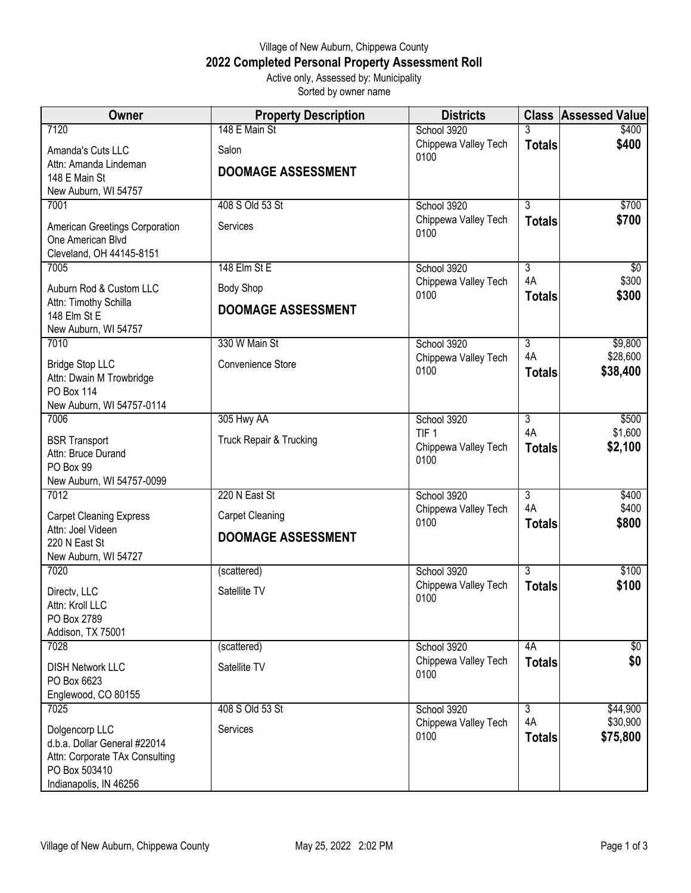Village of New Auburn, Chippewa County

**2022 Completed Personal Property Assessment Roll**

Active only, Assessed by: Municipality

Sorted by owner name

| Owner | Property Description | Districts | Class | Assessed Value |
|---|---|---|---|---|
| 7120<br>Amanda's Cuts LLC<br>Attn: Amanda Lindeman<br>148 E Main St<br>New Auburn, WI 54757 | 148 E Main St<br>Salon<br>**DOOMAGE ASSESSMENT** | School 3920<br>Chippewa Valley Tech 0100 | 3<br>**Totals** | $400<br>**$400** |
| 7001<br>American Greetings Corporation<br>One American Blvd<br>Cleveland, OH 44145-8151 | 408 S Old 53 St<br>Services | School 3920<br>Chippewa Valley Tech 0100 | 3<br>**Totals** | $700<br>**$700** |
| 7005<br>Auburn Rod & Custom LLC<br>Attn: Timothy Schilla<br>148 Elm St E<br>New Auburn, WI 54757 | 148 Elm St E<br>Body Shop<br>**DOOMAGE ASSESSMENT** | School 3920<br>Chippewa Valley Tech 0100 | 3<br>4A<br>**Totals** | $0<br>$300<br>**$300** |
| 7010<br>Bridge Stop LLC<br>Attn: Dwain M Trowbridge<br>PO Box 114<br>New Auburn, WI 54757-0114 | 330 W Main St<br>Convenience Store | School 3920<br>Chippewa Valley Tech 0100 | 3<br>4A<br>**Totals** | $9,800<br>$28,600<br>**$38,400** |
| 7006<br>BSR Transport<br>Attn: Bruce Durand<br>PO Box 99<br>New Auburn, WI 54757-0099 | 305 Hwy AA<br>Truck Repair & Trucking | School 3920<br>TIF 1<br>Chippewa Valley Tech 0100 | 3<br>4A<br>**Totals** | $500<br>$1,600<br>**$2,100** |
| 7012<br>Carpet Cleaning Express<br>Attn: Joel Videen<br>220 N East St<br>New Auburn, WI 54727 | 220 N East St<br>Carpet Cleaning<br>**DOOMAGE ASSESSMENT** | School 3920<br>Chippewa Valley Tech 0100 | 3<br>4A<br>**Totals** | $400<br>$400<br>**$800** |
| 7020<br>Directv, LLC<br>Attn: Kroll LLC<br>PO Box 2789<br>Addison, TX 75001 | (scattered)<br>Satellite TV | School 3920<br>Chippewa Valley Tech 0100 | 3<br>**Totals** | $100<br>**$100** |
| 7028<br>DISH Network LLC<br>PO Box 6623<br>Englewood, CO 80155 | (scattered)<br>Satellite TV | School 3920<br>Chippewa Valley Tech 0100 | 4A<br>**Totals** | $0<br>**$0** |
| 7025<br>Dolgencorp LLC<br>d.b.a. Dollar General #22014<br>Attn: Corporate TAx Consulting<br>PO Box 503410<br>Indianapolis, IN 46256 | 408 S Old 53 St<br>Services | School 3920<br>Chippewa Valley Tech 0100 | 3<br>4A<br>**Totals** | $44,900<br>$30,900<br>**$75,800** |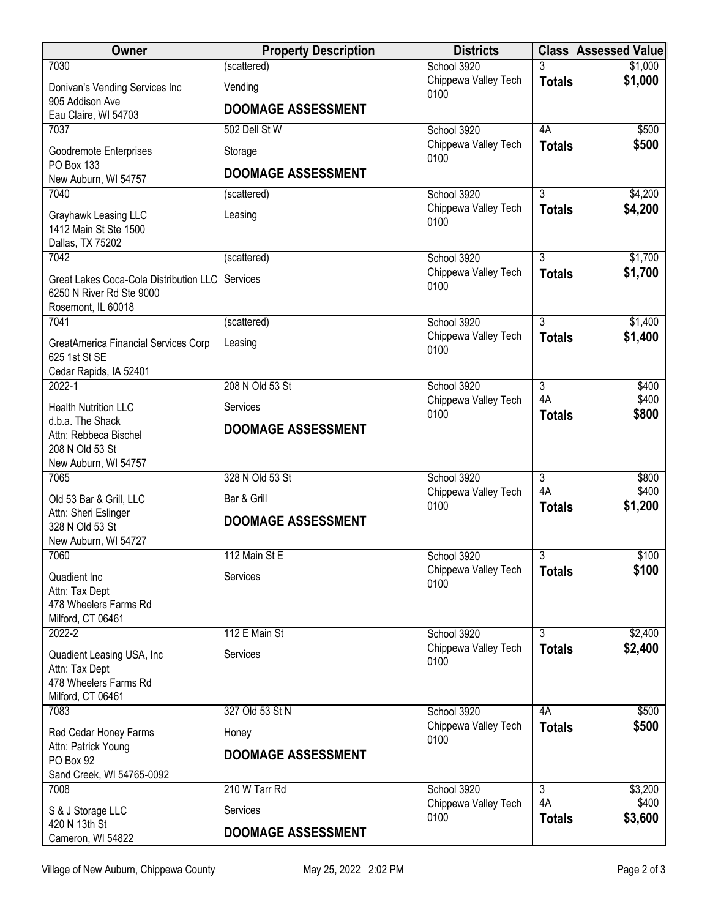| Owner | Property Description | Districts | Class | Assessed Value |
|---|---|---|---|---|
| 7030<br>Donivan's Vending Services Inc<br>905 Addison Ave<br>Eau Claire, WI 54703 | (scattered)<br>Vending<br>**DOOMAGE ASSESSMENT** | School 3920<br>Chippewa Valley Tech 0100 | 3<br>**Totals** | $1,000<br>**$1,000** |
| 7037<br>Goodremote Enterprises<br>PO Box 133<br>New Auburn, WI 54757 | 502 Dell St W<br>Storage<br>**DOOMAGE ASSESSMENT** | School 3920<br>Chippewa Valley Tech 0100 | 4A<br>**Totals** | $500<br>**$500** |
| 7040<br>Grayhawk Leasing LLC<br>1412 Main St Ste 1500<br>Dallas, TX 75202 | (scattered)<br>Leasing | School 3920<br>Chippewa Valley Tech 0100 | 3<br>**Totals** | $4,200<br>**$4,200** |
| 7042<br>Great Lakes Coca-Cola Distribution LLC<br>6250 N River Rd Ste 9000<br>Rosemont, IL 60018 | (scattered)<br>Services | School 3920<br>Chippewa Valley Tech 0100 | 3<br>**Totals** | $1,700<br>**$1,700** |
| 7041<br>GreatAmerica Financial Services Corp<br>625 1st St SE<br>Cedar Rapids, IA 52401 | (scattered)<br>Leasing | School 3920<br>Chippewa Valley Tech 0100 | 3<br>**Totals** | $1,400<br>**$1,400** |
| 2022-1<br>Health Nutrition LLC<br>d.b.a. The Shack<br>Attn: Rebbeca Bischel<br>208 N Old 53 St<br>New Auburn, WI 54757 | 208 N Old 53 St<br>Services<br>**DOOMAGE ASSESSMENT** | School 3920<br>Chippewa Valley Tech 0100 | 3<br>4A<br>**Totals** | $400<br>$400<br>**$800** |
| 7065<br>Old 53 Bar & Grill, LLC<br>Attn: Sheri Eslinger<br>328 N Old 53 St<br>New Auburn, WI 54727 | 328 N Old 53 St<br>Bar & Grill<br>**DOOMAGE ASSESSMENT** | School 3920<br>Chippewa Valley Tech 0100 | 3<br>4A<br>**Totals** | $800<br>$400<br>**$1,200** |
| 7060<br>Quadient Inc<br>Attn: Tax Dept<br>478 Wheelers Farms Rd<br>Milford, CT 06461 | 112 Main St E<br>Services | School 3920<br>Chippewa Valley Tech 0100 | 3<br>**Totals** | $100<br>**$100** |
| 2022-2<br>Quadient Leasing USA, Inc<br>Attn: Tax Dept<br>478 Wheelers Farms Rd<br>Milford, CT 06461 | 112 E Main St<br>Services | School 3920<br>Chippewa Valley Tech 0100 | 3<br>**Totals** | $2,400<br>**$2,400** |
| 7083<br>Red Cedar Honey Farms<br>Attn: Patrick Young<br>PO Box 92<br>Sand Creek, WI 54765-0092 | 327 Old 53 St N<br>Honey<br>**DOOMAGE ASSESSMENT** | School 3920<br>Chippewa Valley Tech 0100 | 4A<br>**Totals** | $500<br>**$500** |
| 7008<br>S & J Storage LLC<br>420 N 13th St<br>Cameron, WI 54822 | 210 W Tarr Rd<br>Services<br>**DOOMAGE ASSESSMENT** | School 3920<br>Chippewa Valley Tech 0100 | 3<br>4A<br>**Totals** | $3,200<br>$400<br>**$3,600** |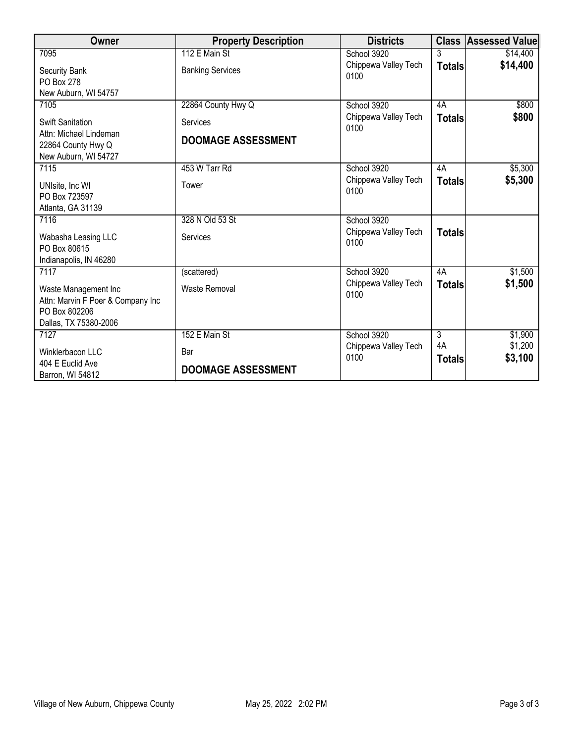| Owner | Property Description | Districts | Class | Assessed Value |
|---|---|---|---|---|
| 7095<br>Security Bank<br>PO Box 278<br>New Auburn, WI 54757 | 112 E Main St<br>Banking Services | School 3920<br>Chippewa Valley Tech 0100 | 3<br>**Totals** | $14,400<br>**$14,400** |
| 7105<br>Swift Sanitation<br>Attn: Michael Lindeman<br>22864 County Hwy Q<br>New Auburn, WI 54727 | 22864 County Hwy Q<br>Services<br>**DOOMAGE ASSESSMENT** | School 3920<br>Chippewa Valley Tech 0100 | 4A<br>**Totals** | $800<br>**$800** |
| 7115<br>UNIsite, Inc WI<br>PO Box 723597<br>Atlanta, GA 31139 | 453 W Tarr Rd<br>Tower | School 3920<br>Chippewa Valley Tech 0100 | 4A<br>**Totals** | $5,300<br>**$5,300** |
| 7116<br>Wabasha Leasing LLC<br>PO Box 80615<br>Indianapolis, IN 46280 | 328 N Old 53 St<br>Services | School 3920<br>Chippewa Valley Tech 0100 | **Totals** | |
| 7117<br>Waste Management Inc<br>Attn: Marvin F Poer & Company Inc<br>PO Box 802206<br>Dallas, TX 75380-2006 | (scattered)<br>Waste Removal | School 3920<br>Chippewa Valley Tech 0100 | 4A<br>**Totals** | $1,500<br>**$1,500** |
| 7127<br>Winklerbacon LLC<br>404 E Euclid Ave<br>Barron, WI 54812 | 152 E Main St<br>Bar<br>**DOOMAGE ASSESSMENT** | School 3920<br>Chippewa Valley Tech 0100 | 3<br>4A<br>**Totals** | $1,900<br>$1,200<br>**$3,100** |

Village of New Auburn, Chippewa County May 25, 2022 2:02 PM